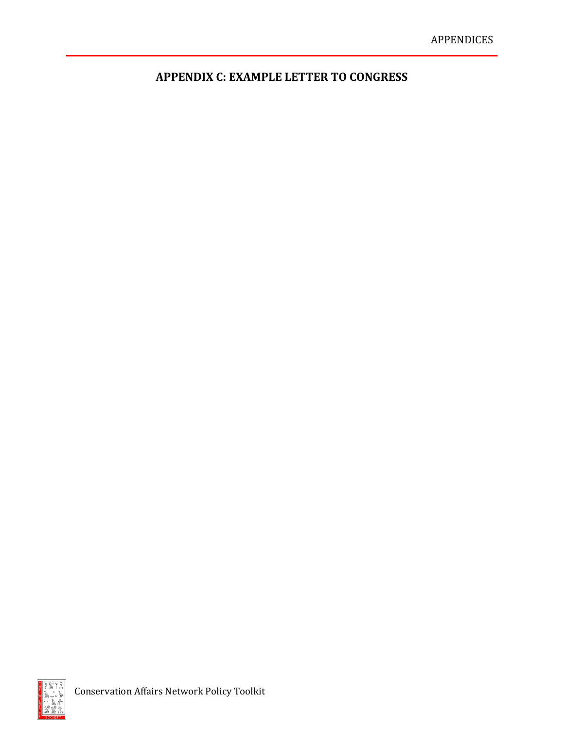## APPENDIX C: EXAMPLE LETTER TO CONGRESS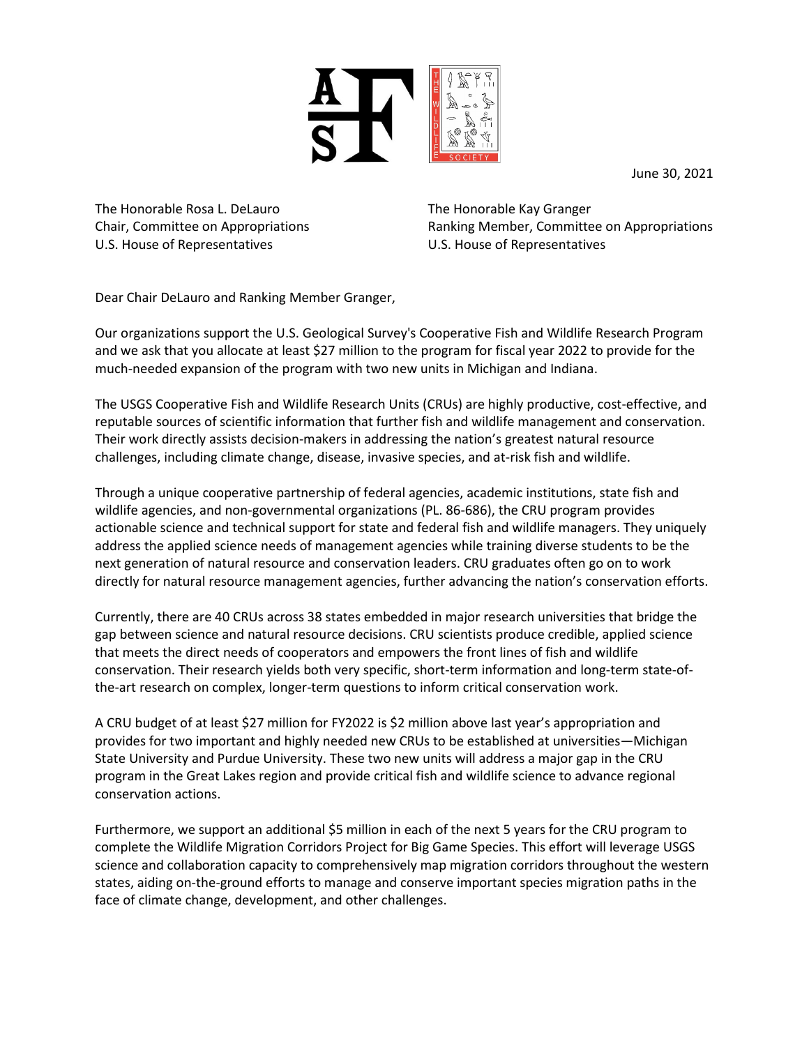June 30, 2021

The Honorable Rosa L. DeLauro
Chair, Committee on Appropriations
U.S. House of Representatives

The Honorable Kay Granger
Ranking Member, Committee on Appropriations
U.S. House of Representatives

Dear Chair DeLauro and Ranking Member Granger,

Our organizations support the U.S. Geological Survey's Cooperative Fish and Wildlife Research Program and we ask that you allocate at least $27 million to the program for fiscal year 2022 to provide for the much-needed expansion of the program with two new units in Michigan and Indiana.

The USGS Cooperative Fish and Wildlife Research Units (CRUs) are highly productive, cost-effective, and reputable sources of scientific information that further fish and wildlife management and conservation. Their work directly assists decision-makers in addressing the nation's greatest natural resource challenges, including climate change, disease, invasive species, and at-risk fish and wildlife.

Through a unique cooperative partnership of federal agencies, academic institutions, state fish and wildlife agencies, and non-governmental organizations (PL. 86-686), the CRU program provides actionable science and technical support for state and federal fish and wildlife managers. They uniquely address the applied science needs of management agencies while training diverse students to be the next generation of natural resource and conservation leaders. CRU graduates often go on to work directly for natural resource management agencies, further advancing the nation's conservation efforts.

Currently, there are 40 CRUs across 38 states embedded in major research universities that bridge the gap between science and natural resource decisions. CRU scientists produce credible, applied science that meets the direct needs of cooperators and empowers the front lines of fish and wildlife conservation. Their research yields both very specific, short-term information and long-term state-of-the-art research on complex, longer-term questions to inform critical conservation work.

A CRU budget of at least $27 million for FY2022 is $2 million above last year's appropriation and provides for two important and highly needed new CRUs to be established at universities—Michigan State University and Purdue University. These two new units will address a major gap in the CRU program in the Great Lakes region and provide critical fish and wildlife science to advance regional conservation actions.

Furthermore, we support an additional $5 million in each of the next 5 years for the CRU program to complete the Wildlife Migration Corridors Project for Big Game Species. This effort will leverage USGS science and collaboration capacity to comprehensively map migration corridors throughout the western states, aiding on-the-ground efforts to manage and conserve important species migration paths in the face of climate change, development, and other challenges.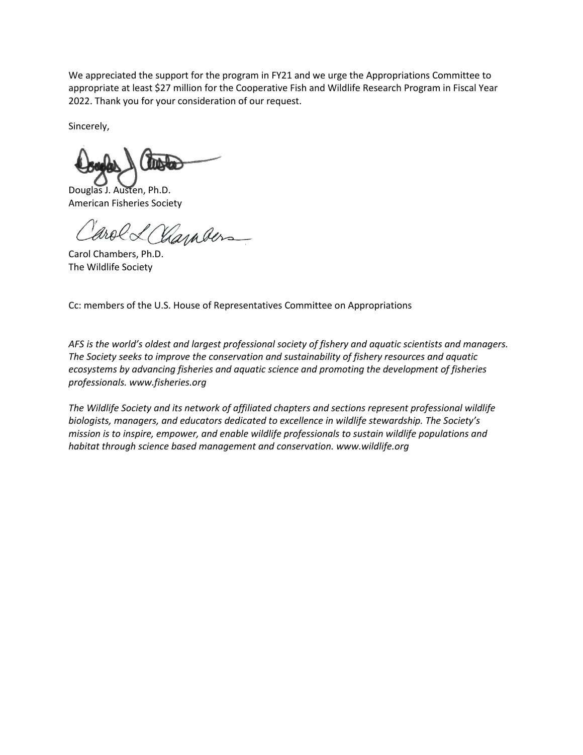We appreciated the support for the program in FY21 and we urge the Appropriations Committee to appropriate at least $27 million for the Cooperative Fish and Wildlife Research Program in Fiscal Year 2022. Thank you for your consideration of our request.

Sincerely,

Douglas J. Austen, Ph.D.  
American Fisheries Society

Carol Chambers, Ph.D.  
The Wildlife Society

Cc: members of the U.S. House of Representatives Committee on Appropriations

*AFS is the world's oldest and largest professional society of fishery and aquatic scientists and managers. The Society seeks to improve the conservation and sustainability of fishery resources and aquatic ecosystems by advancing fisheries and aquatic science and promoting the development of fisheries professionals. www.fisheries.org*

*The Wildlife Society and its network of affiliated chapters and sections represent professional wildlife biologists, managers, and educators dedicated to excellence in wildlife stewardship. The Society's mission is to inspire, empower, and enable wildlife professionals to sustain wildlife populations and habitat through science based management and conservation. www.wildlife.org*